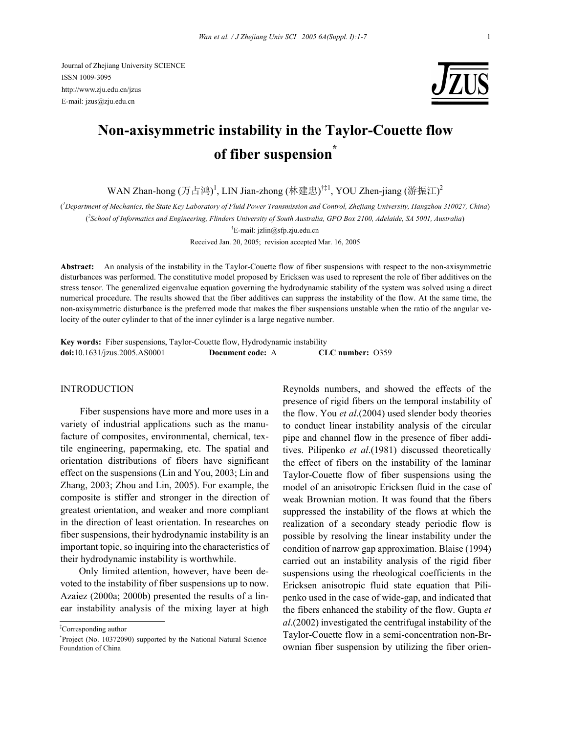Journal of Zhejiang University SCIENCE
ISSN 1009-3095
http://www.zju.edu.cn/jzus
E-mail: jzus@zju.edu.cn

# Non-axisymmetric instability in the Taylor-Couette flow of fiber suspension*

WAN Zhan-hong (万占鸿)[1], LIN Jian-zhong (林建忠)[†‡1], YOU Zhen-jiang (游振江)[2]

([1]Department of Mechanics, the State Key Laboratory of Fluid Power Transmission and Control, Zhejiang University, Hangzhou 310027, China)

([2]School of Informatics and Engineering, Flinders University of South Australia, GPO Box 2100, Adelaide, SA 5001, Australia)

[†]E-mail: jzlin@sfp.zju.edu.cn

Received Jan. 20, 2005; revision accepted Mar. 16, 2005

**Abstract:** An analysis of the instability in the Taylor-Couette flow of fiber suspensions with respect to the non-axisymmetric disturbances was performed. The constitutive model proposed by Ericksen was used to represent the role of fiber additives on the stress tensor. The generalized eigenvalue equation governing the hydrodynamic stability of the system was solved using a direct numerical procedure. The results showed that the fiber additives can suppress the instability of the flow. At the same time, the non-axisymmetric disturbance is the preferred mode that makes the fiber suspensions unstable when the ratio of the angular velocity of the outer cylinder to that of the inner cylinder is a large negative number.

**Key words:** Fiber suspensions, Taylor-Couette flow, Hydrodynamic instability

**doi:** 10.1631/jzus.2005.AS0001 **Document code:** A **CLC number:** O359

## INTRODUCTION

Fiber suspensions have more and more uses in a variety of industrial applications such as the manufacture of composites, environmental, chemical, textile engineering, papermaking, etc. The spatial and orientation distributions of fibers have significant effect on the suspensions (Lin and You, 2003; Lin and Zhang, 2003; Zhou and Lin, 2005). For example, the composite is stiffer and stronger in the direction of greatest orientation, and weaker and more compliant in the direction of least orientation. In researches on fiber suspensions, their hydrodynamic instability is an important topic, so inquiring into the characteristics of their hydrodynamic instability is worthwhile.

Only limited attention, however, have been devoted to the instability of fiber suspensions up to now. Azaiez (2000a; 2000b) presented the results of a linear instability analysis of the mixing layer at high Reynolds numbers, and showed the effects of the presence of rigid fibers on the temporal instability of the flow. You *et al*.(2004) used slender body theories to conduct linear instability analysis of the circular pipe and channel flow in the presence of fiber additives. Pilipenko *et al*.(1981) discussed theoretically the effect of fibers on the instability of the laminar Taylor-Couette flow of fiber suspensions using the model of an anisotropic Ericksen fluid in the case of weak Brownian motion. It was found that the fibers suppressed the instability of the flows at which the realization of a secondary steady periodic flow is possible by resolving the linear instability under the condition of narrow gap approximation. Blaise (1994) carried out an instability analysis of the rigid fiber suspensions using the rheological coefficients in the Ericksen anisotropic fluid state equation that Pilipenko used in the case of wide-gap, and indicated that the fibers enhanced the stability of the flow. Gupta *et al*.(2002) investigated the centrifugal instability of the Taylor-Couette flow in a semi-concentration non-Brownian fiber suspension by utilizing the fiber orien-

---

[‡]Corresponding author

[*]Project (No. 10372090) supported by the National Natural Science Foundation of China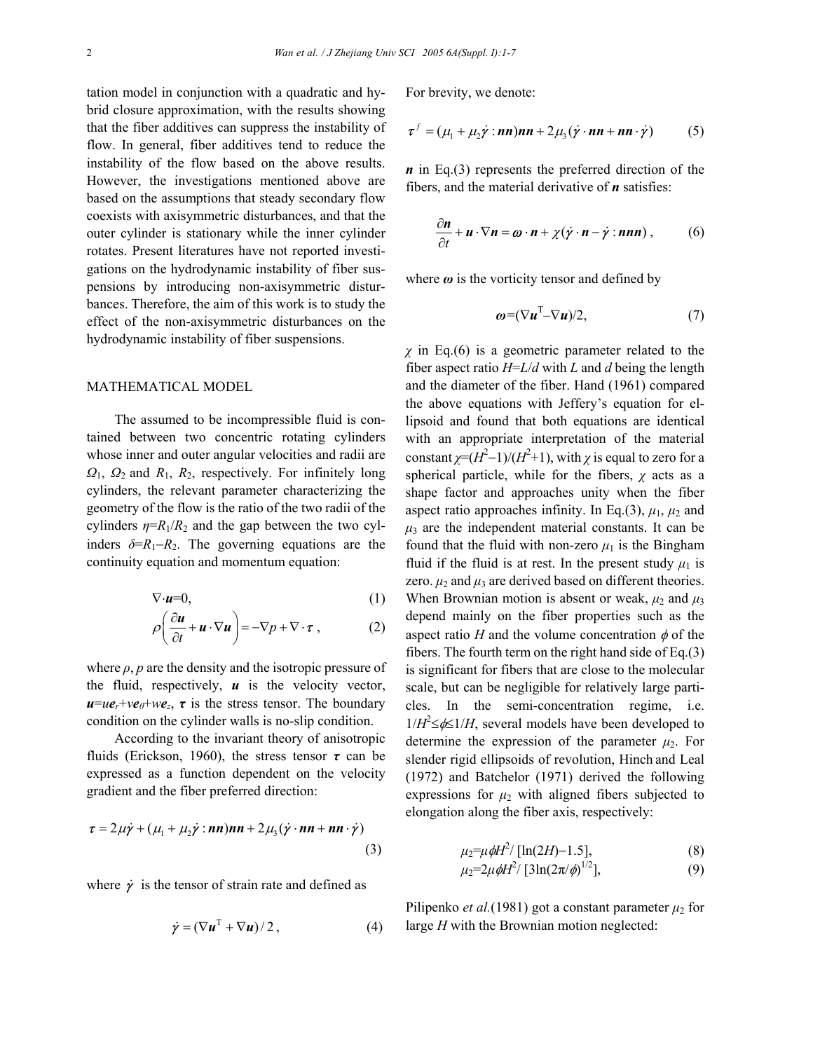tation model in conjunction with a quadratic and hybrid closure approximation, with the results showing that the fiber additives can suppress the instability of flow. In general, fiber additives tend to reduce the instability of the flow based on the above results. However, the investigations mentioned above are based on the assumptions that steady secondary flow coexists with axisymmetric disturbances, and that the outer cylinder is stationary while the inner cylinder rotates. Present literatures have not reported investigations on the hydrodynamic instability of fiber suspensions by introducing non-axisymmetric disturbances. Therefore, the aim of this work is to study the effect of the non-axisymmetric disturbances on the hydrodynamic instability of fiber suspensions.

## MATHEMATICAL MODEL

The assumed to be incompressible fluid is contained between two concentric rotating cylinders whose inner and outer angular velocities and radii are $\Omega_1$, $\Omega_2$ and $R_1$, $R_2$, respectively. For infinitely long cylinders, the relevant parameter characterizing the geometry of the flow is the ratio of the two radii of the cylinders $\eta=R_1/R_2$ and the gap between the two cylinders $\delta=R_1-R_2$. The governing equations are the continuity equation and momentum equation:

$$\nabla \cdot \boldsymbol{u}=0, \tag{1}$$

$$\rho\left(\frac{\partial \boldsymbol{u}}{\partial t}+\boldsymbol{u}\cdot\nabla\boldsymbol{u}\right)=-\nabla p+\nabla\cdot\boldsymbol{\tau}, \tag{2}$$

where $\rho$, $p$ are the density and the isotropic pressure of the fluid, respectively, $\boldsymbol{u}$ is the velocity vector, $\boldsymbol{u}=u\boldsymbol{e}_r+v\boldsymbol{e}_\theta+w\boldsymbol{e}_z$, $\boldsymbol{\tau}$ is the stress tensor. The boundary condition on the cylinder walls is no-slip condition.

According to the invariant theory of anisotropic fluids (Erickson, 1960), the stress tensor $\boldsymbol{\tau}$ can be expressed as a function dependent on the velocity gradient and the fiber preferred direction:

$$\boldsymbol{\tau}=2\mu\dot{\boldsymbol{\gamma}}+(\mu_1+\mu_2\dot{\boldsymbol{\gamma}}:\boldsymbol{nn})\boldsymbol{nn}+2\mu_3(\dot{\boldsymbol{\gamma}}\cdot\boldsymbol{nn}+\boldsymbol{nn}\cdot\dot{\boldsymbol{\gamma}}) \tag{3}$$

where $\dot{\boldsymbol{\gamma}}$ is the tensor of strain rate and defined as

$$\dot{\boldsymbol{\gamma}}=(\nabla\boldsymbol{u}^{\mathrm{T}}+\nabla\boldsymbol{u})/2, \tag{4}$$

For brevity, we denote:

$$\boldsymbol{\tau}^f=(\mu_1+\mu_2\dot{\boldsymbol{\gamma}}:\boldsymbol{nn})\boldsymbol{nn}+2\mu_3(\dot{\boldsymbol{\gamma}}\cdot\boldsymbol{nn}+\boldsymbol{nn}\cdot\dot{\boldsymbol{\gamma}}) \tag{5}$$

$\boldsymbol{n}$ in Eq.(3) represents the preferred direction of the fibers, and the material derivative of $\boldsymbol{n}$ satisfies:

$$\frac{\partial \boldsymbol{n}}{\partial t}+\boldsymbol{u}\cdot\nabla\boldsymbol{n}=\boldsymbol{\omega}\cdot\boldsymbol{n}+\chi(\dot{\boldsymbol{\gamma}}\cdot\boldsymbol{n}-\dot{\boldsymbol{\gamma}}:\boldsymbol{nnn}), \tag{6}$$

where $\boldsymbol{\omega}$ is the vorticity tensor and defined by

$$\boldsymbol{\omega}=(\nabla\boldsymbol{u}^{\mathrm{T}}-\nabla\boldsymbol{u})/2, \tag{7}$$

$\chi$ in Eq.(6) is a geometric parameter related to the fiber aspect ratio $H=L/d$ with $L$ and $d$ being the length and the diameter of the fiber. Hand (1961) compared the above equations with Jeffery's equation for ellipsoid and found that both equations are identical with an appropriate interpretation of the material constant $\chi=(H^2-1)/(H^2+1)$, with $\chi$ is equal to zero for a spherical particle, while for the fibers, $\chi$ acts as a shape factor and approaches unity when the fiber aspect ratio approaches infinity. In Eq.(3), $\mu_1$, $\mu_2$ and $\mu_3$ are the independent material constants. It can be found that the fluid with non-zero $\mu_1$ is the Bingham fluid if the fluid is at rest. In the present study $\mu_1$ is zero. $\mu_2$ and $\mu_3$ are derived based on different theories. When Brownian motion is absent or weak, $\mu_2$ and $\mu_3$ depend mainly on the fiber properties such as the aspect ratio $H$ and the volume concentration $\phi$ of the fibers. The fourth term on the right hand side of Eq.(3) is significant for fibers that are close to the molecular scale, but can be negligible for relatively large particles. In the semi-concentration regime, i.e. $1/H^2\leq\phi\leq 1/H$, several models have been developed to determine the expression of the parameter $\mu_2$. For slender rigid ellipsoids of revolution, Hinch and Leal (1972) and Batchelor (1971) derived the following expressions for $\mu_2$ with aligned fibers subjected to elongation along the fiber axis, respectively:

$$\mu_2=\mu\phi H^2/[\ln(2H)-1.5], \tag{8}$$

$$\mu_2=2\mu\phi H^2/[3\ln(2\pi/\phi)^{1/2}], \tag{9}$$

Pilipenko *et al.*(1981) got a constant parameter $\mu_2$ for large $H$ with the Brownian motion neglected: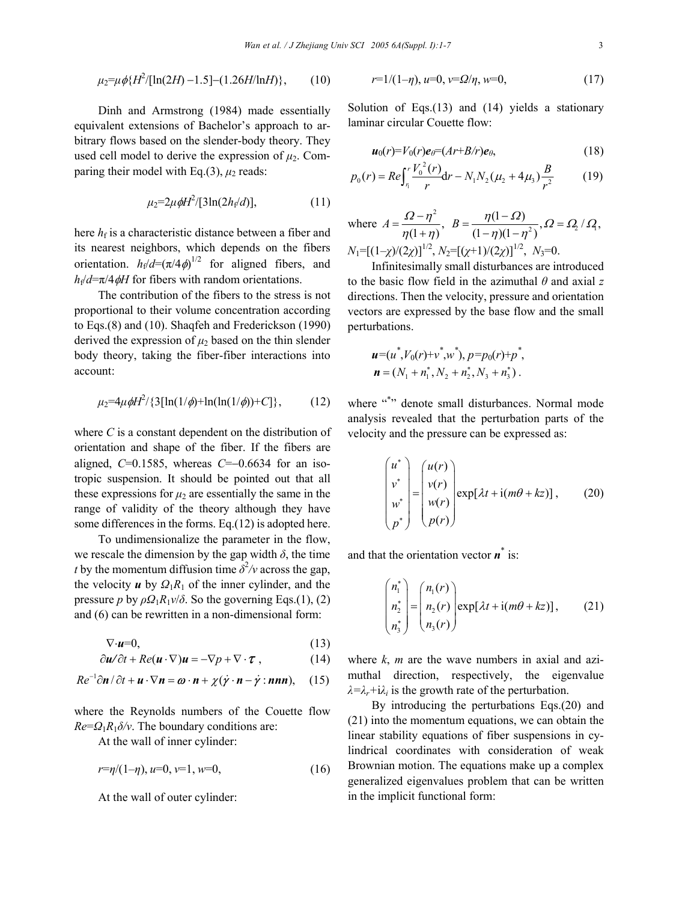$$\mu_2=\mu\phi\{H^2/[\ln(2H)-1.5]-(1.26H/\ln H)\}, \qquad (10)$$

Dinh and Armstrong (1984) made essentially equivalent extensions of Bachelor's approach to arbitrary flows based on the slender-body theory. They used cell model to derive the expression of $\mu_2$. Comparing their model with Eq.(3), $\mu_2$ reads:

$$\mu_2=2\mu\phi H^2/[3\ln(2h_f/d)], \qquad (11)$$

here $h_f$ is a characteristic distance between a fiber and its nearest neighbors, which depends on the fibers orientation. $h_f/d=(\pi/4\phi)^{1/2}$ for aligned fibers, and $h_f/d=\pi/4\phi H$ for fibers with random orientations.

The contribution of the fibers to the stress is not proportional to their volume concentration according to Eqs.(8) and (10). Shaqfeh and Frederickson (1990) derived the expression of $\mu_2$ based on the thin slender body theory, taking the fiber-fiber interactions into account:

$$\mu_2=4\mu\phi H^2/\{3[\ln(1/\phi)+\ln(\ln(1/\phi))+C]\}, \qquad (12)$$

where $C$ is a constant dependent on the distribution of orientation and shape of the fiber. If the fibers are aligned, $C$=0.1585, whereas $C$=−0.6634 for an isotropic suspension. It should be pointed out that all these expressions for $\mu_2$ are essentially the same in the range of validity of the theory although they have some differences in the forms. Eq.(12) is adopted here.

To undimensionalize the parameter in the flow, we rescale the dimension by the gap width $\delta$, the time $t$ by the momentum diffusion time $\delta^2/v$ across the gap, the velocity $\boldsymbol{u}$ by $\Omega_1R_1$ of the inner cylinder, and the pressure $p$ by $\rho\Omega_1R_1v/\delta$. So the governing Eqs.(1), (2) and (6) can be rewritten in a non-dimensional form:

$$\nabla\cdot\boldsymbol{u}=0, \qquad (13)$$

$$\partial\boldsymbol{u}/\partial t+Re(\boldsymbol{u}\cdot\nabla)\boldsymbol{u}=-\nabla p+\nabla\cdot\boldsymbol{\tau}, \qquad (14)$$

$$Re^{-1}\partial\boldsymbol{n}/\partial t+\boldsymbol{u}\cdot\nabla\boldsymbol{n}=\boldsymbol{\omega}\cdot\boldsymbol{n}+\chi(\dot{\boldsymbol{\gamma}}\cdot\boldsymbol{n}-\dot{\boldsymbol{\gamma}}:\boldsymbol{nnn}), \qquad (15)$$

where the Reynolds numbers of the Couette flow $Re=\Omega_1R_1\delta/v$. The boundary conditions are:

At the wall of inner cylinder:

$$r=\eta/(1-\eta),\ u=0,\ v=1,\ w=0, \qquad (16)$$

At the wall of outer cylinder:

$$r=1/(1-\eta),\ u=0,\ v=\Omega/\eta,\ w=0, \qquad (17)$$

Solution of Eqs.(13) and (14) yields a stationary laminar circular Couette flow:

$$\boldsymbol{u}_0(r)=V_0(r)\boldsymbol{e}_\theta=(Ar+B/r)\boldsymbol{e}_\theta, \qquad (18)$$

$$p_0(r)=Re\int_{r_1}^{r}\frac{V_0^2(r)}{r}\mathrm{d}r-N_1N_2(\mu_2+4\mu_3)\frac{B}{r^2} \qquad (19)$$

where $A=\dfrac{\Omega-\eta^2}{\eta(1+\eta)},\ B=\dfrac{\eta(1-\Omega)}{(1-\eta)(1-\eta^2)}, \Omega=\Omega_2/\Omega_1$, $N_1=[(1-\chi)/(2\chi)]^{1/2}$, $N_2=[(\chi+1)/(2\chi)]^{1/2}$, $N_3=0$.

Infinitesimally small disturbances are introduced to the basic flow field in the azimuthal $\theta$ and axial $z$ directions. Then the velocity, pressure and orientation vectors are expressed by the base flow and the small perturbations.

$$\boldsymbol{u}=(u^*,V_0(r)+v^*,w^*),\ p=p_0(r)+p^*,$$
$$\boldsymbol{n}=(N_1+n_1^*,N_2+n_2^*,N_3+n_3^*).$$

where "*" denote small disturbances. Normal mode analysis revealed that the perturbation parts of the velocity and the pressure can be expressed as:

$$\begin{pmatrix}u^*\\v^*\\w^*\\p^*\end{pmatrix}=\begin{pmatrix}u(r)\\v(r)\\w(r)\\p(r)\end{pmatrix}\exp[\lambda t+\mathrm{i}(m\theta+kz)], \qquad (20)$$

and that the orientation vector $\boldsymbol{n}^*$ is:

$$\begin{pmatrix}n_1^*\\n_2^*\\n_3^*\end{pmatrix}=\begin{pmatrix}n_1(r)\\n_2(r)\\n_3(r)\end{pmatrix}\exp[\lambda t+\mathrm{i}(m\theta+kz)], \qquad (21)$$

where $k$, $m$ are the wave numbers in axial and azimuthal direction, respectively, the eigenvalue $\lambda=\lambda_r+\mathrm{i}\lambda_i$ is the growth rate of the perturbation.

By introducing the perturbations Eqs.(20) and (21) into the momentum equations, we can obtain the linear stability equations of fiber suspensions in cylindrical coordinates with consideration of weak Brownian motion. The equations make up a complex generalized eigenvalues problem that can be written in the implicit functional form: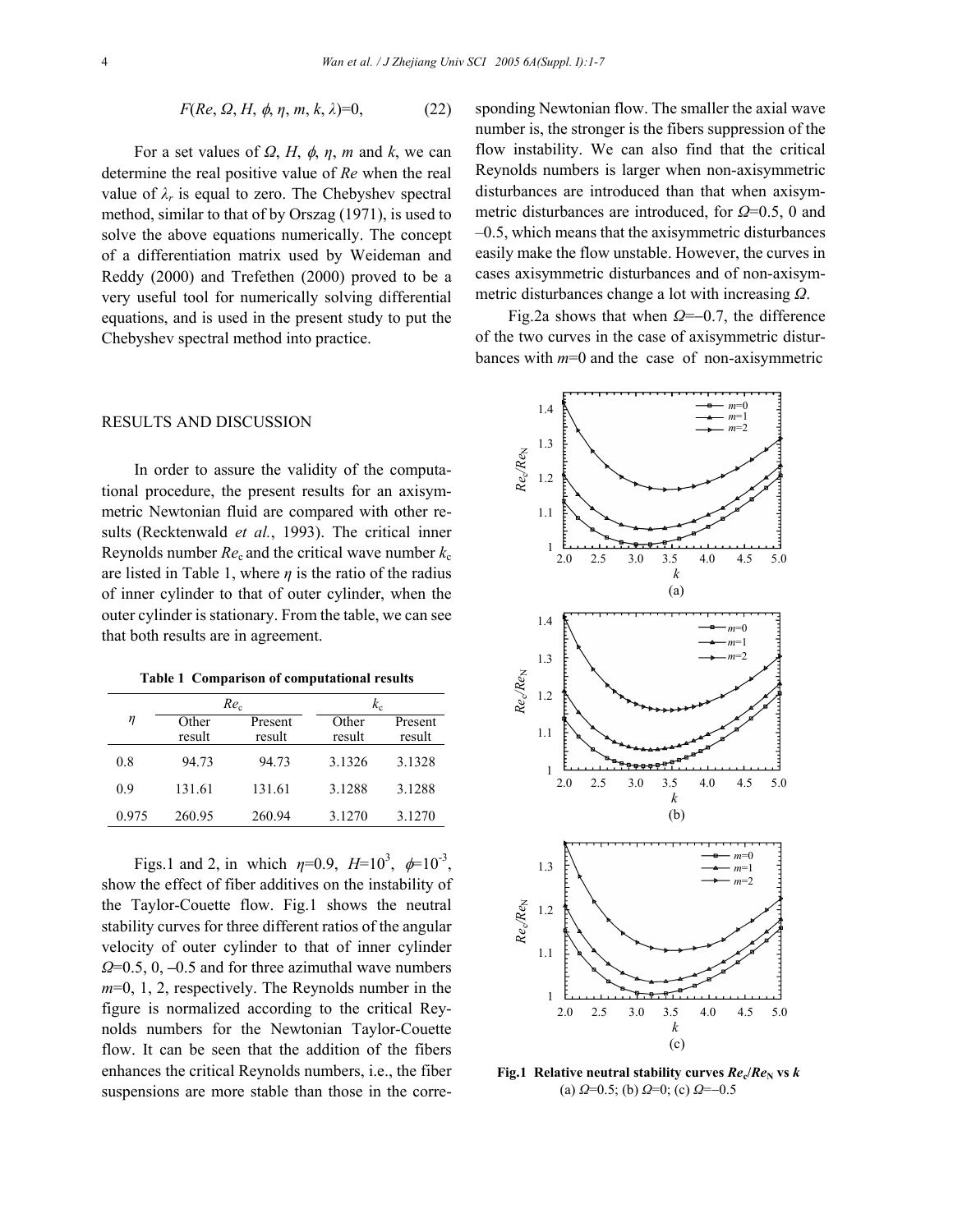$$F(Re, \Omega, H, \phi, \eta, m, k, \lambda)=0, \tag{22}$$

For a set values of $\Omega$, $H$, $\phi$, $\eta$, $m$ and $k$, we can determine the real positive value of $Re$ when the real value of $\lambda_r$ is equal to zero. The Chebyshev spectral method, similar to that of by Orszag (1971), is used to solve the above equations numerically. The concept of a differentiation matrix used by Weideman and Reddy (2000) and Trefethen (2000) proved to be a very useful tool for numerically solving differential equations, and is used in the present study to put the Chebyshev spectral method into practice.

## RESULTS AND DISCUSSION

In order to assure the validity of the computational procedure, the present results for an axisymmetric Newtonian fluid are compared with other results (Recktenwald *et al.*, 1993). The critical inner Reynolds number $Re_c$ and the critical wave number $k_c$ are listed in Table 1, where $\eta$ is the ratio of the radius of inner cylinder to that of outer cylinder, when the outer cylinder is stationary. From the table, we can see that both results are in agreement.

**Table 1 Comparison of computational results**

| $\eta$ | $Re_c$ | | $k_c$ | |
|---|---|---|---|---|
| | Other result | Present result | Other result | Present result |
| 0.8 | 94.73 | 94.73 | 3.1326 | 3.1328 |
| 0.9 | 131.61 | 131.61 | 3.1288 | 3.1288 |
| 0.975 | 260.95 | 260.94 | 3.1270 | 3.1270 |

Figs.1 and 2, in which $\eta$=0.9, $H$=$10^3$, $\phi$=$10^{-3}$, show the effect of fiber additives on the instability of the Taylor-Couette flow. Fig.1 shows the neutral stability curves for three different ratios of the angular velocity of outer cylinder to that of inner cylinder $\Omega$=0.5, 0, −0.5 and for three azimuthal wave numbers $m$=0, 1, 2, respectively. The Reynolds number in the figure is normalized according to the critical Reynolds numbers for the Newtonian Taylor-Couette flow. It can be seen that the addition of the fibers enhances the critical Reynolds numbers, i.e., the fiber suspensions are more stable than those in the corresponding Newtonian flow. The smaller the axial wave number is, the stronger is the fibers suppression of the flow instability. We can also find that the critical Reynolds numbers is larger when non-axisymmetric disturbances are introduced than that when axisymmetric disturbances are introduced, for $\Omega$=0.5, 0 and −0.5, which means that the axisymmetric disturbances easily make the flow unstable. However, the curves in cases axisymmetric disturbances and of non-axisymmetric disturbances change a lot with increasing $\Omega$.

Fig.2a shows that when $\Omega$=−0.7, the difference of the two curves in the case of axisymmetric disturbances with $m$=0 and the case of non-axisymmetric

**Fig.1 Relative neutral stability curves $Re_c/Re_N$ vs $k$**
(a) $\Omega$=0.5; (b) $\Omega$=0; (c) $\Omega$=−0.5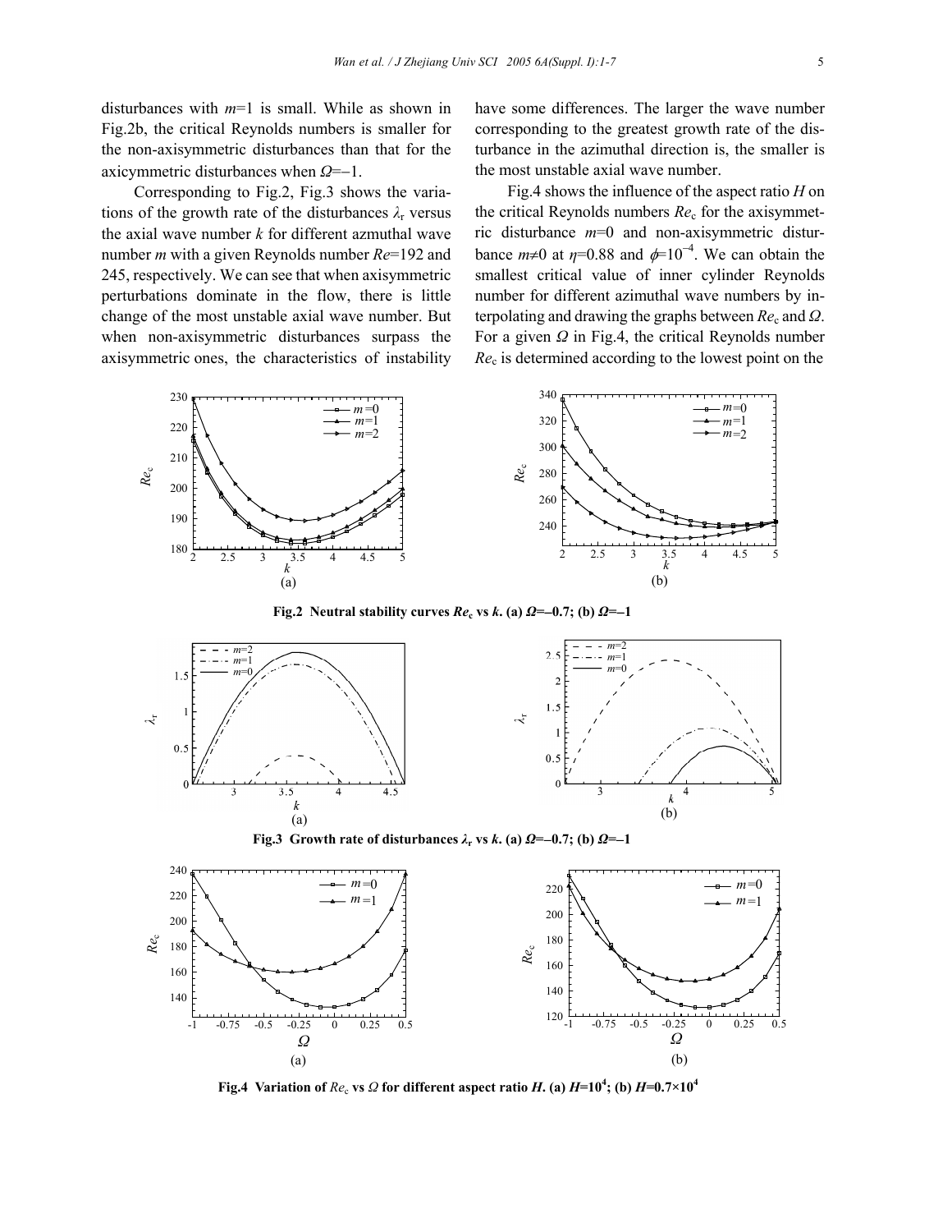disturbances with $m$=1 is small. While as shown in Fig.2b, the critical Reynolds numbers is smaller for the non-axisymmetric disturbances than that for the axicymmetric disturbances when $\Omega$=−1.

Corresponding to Fig.2, Fig.3 shows the variations of the growth rate of the disturbances $\lambda_r$ versus the axial wave number $k$ for different azmuthal wave number $m$ with a given Reynolds number $Re$=192 and 245, respectively. We can see that when axisymmetric perturbations dominate in the flow, there is little change of the most unstable axial wave number. But when non-axisymmetric disturbances surpass the axisymmetric ones, the characteristics of instability have some differences. The larger the wave number corresponding to the greatest growth rate of the disturbance in the azimuthal direction is, the smaller is the most unstable axial wave number.

Fig.4 shows the influence of the aspect ratio $H$ on the critical Reynolds numbers $Re_c$ for the axisymmetric disturbance $m$=0 and non-axisymmetric disturbance $m\neq 0$ at $\eta$=0.88 and $\phi$=$10^{-4}$. We can obtain the smallest critical value of inner cylinder Reynolds number for different azimuthal wave numbers by interpolating and drawing the graphs between $Re_c$ and $\Omega$. For a given $\Omega$ in Fig.4, the critical Reynolds number $Re_c$ is determined according to the lowest point on the

**Fig.2 Neutral stability curves $Re_c$ vs $k$. (a) $\Omega$=−0.7; (b) $\Omega$=−1**

**Fig.3 Growth rate of disturbances $\lambda_r$ vs $k$. (a) $\Omega$=−0.7; (b) $\Omega$=−1**

**Fig.4 Variation of $Re_c$ vs $\Omega$ for different aspect ratio $H$. (a) $H$=$10^4$; (b) $H$=$0.7\times10^4$**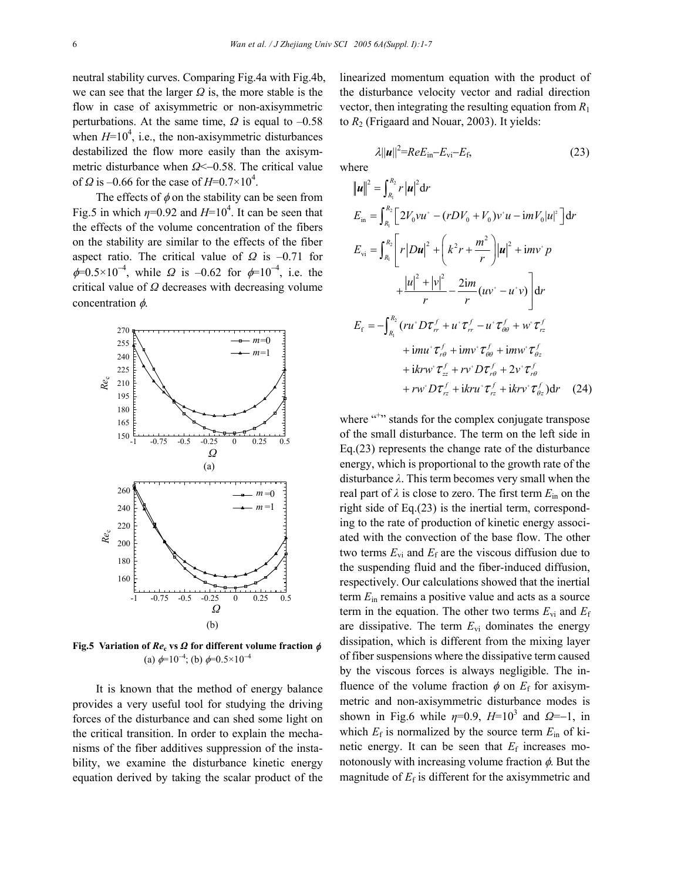neutral stability curves. Comparing Fig.4a with Fig.4b, we can see that the larger $\Omega$ is, the more stable is the flow in case of axisymmetric or non-axisymmetric perturbations. At the same time, $\Omega$ is equal to $-0.58$ when $H=10^4$, i.e., the non-axisymmetric disturbances destabilized the flow more easily than the axisymmetric disturbance when $\Omega<-0.58$. The critical value of $\Omega$ is $-0.66$ for the case of $H=0.7\times10^4$.

The effects of $\phi$ on the stability can be seen from Fig.5 in which $\eta=0.92$ and $H=10^4$. It can be seen that the effects of the volume concentration of the fibers on the stability are similar to the effects of the fiber aspect ratio. The critical value of $\Omega$ is $-0.71$ for $\phi=0.5\times10^{-4}$, while $\Omega$ is $-0.62$ for $\phi=10^{-4}$, i.e. the critical value of $\Omega$ decreases with decreasing volume concentration $\phi$.

**Fig.5 Variation of $Re_c$ vs $\Omega$ for different volume fraction $\phi$** (a) $\phi=10^{-4}$; (b) $\phi=0.5\times10^{-4}$

It is known that the method of energy balance provides a very useful tool for studying the driving forces of the disturbance and can shed some light on the critical transition. In order to explain the mechanisms of the fiber additives suppression of the instability, we examine the disturbance kinetic energy equation derived by taking the scalar product of the linearized momentum equation with the product of the disturbance velocity vector and radial direction vector, then integrating the resulting equation from $R_1$ to $R_2$ (Frigaard and Nouar, 2003). It yields:

$$\lambda\|\boldsymbol{u}\|^2=ReE_{\text{in}}-E_{\text{vi}}-E_{\text{f}}, \tag{23}$$

where

$$\|\boldsymbol{u}\|^2=\int_{R_1}^{R_2} r|\boldsymbol{u}|^2\mathrm{d}r$$

$$E_{\text{in}}=\int_{R_1}^{R_2}\left[2V_0vu^+-(rDV_0+V_0)v^+u-\mathrm{i}mV_0|u|^2\right]\mathrm{d}r$$

$$E_{\text{vi}}=\int_{R_1}^{R_2}\left[r|D\boldsymbol{u}|^2+\left(k^2r+\frac{m^2}{r}\right)|\boldsymbol{u}|^2+\mathrm{i}mv^+p+\frac{|u|^2+|v|^2}{r}-\frac{2\mathrm{i}m}{r}(uv^+-u^+v)\right]\mathrm{d}r$$

$$\begin{aligned}E_{\text{f}}=-\int_{R_1}^{R_2}&(ru^+D\tau_{rr}^f+u^+\tau_{rr}^f-u^+\tau_{\theta\theta}^f+w^+\tau_{rz}^f\\&+\mathrm{i}mu^+\tau_{r\theta}^f+\mathrm{i}mv^+\tau_{\theta\theta}^f+\mathrm{i}mw^+\tau_{\theta z}^f\\&+\mathrm{i}krw^+\tau_{zz}^f+rv^+D\tau_{r\theta}^f+2v^+\tau_{r\theta}^f\\&+rw^+D\tau_{rz}^f+\mathrm{i}kru^+\tau_{rz}^f+\mathrm{i}krv^+\tau_{\theta z}^f)\mathrm{d}r\end{aligned} \tag{24}$$

where "+" stands for the complex conjugate transpose of the small disturbance. The term on the left side in Eq.(23) represents the change rate of the disturbance energy, which is proportional to the growth rate of the disturbance $\lambda$. This term becomes very small when the real part of $\lambda$ is close to zero. The first term $E_{\text{in}}$ on the right side of Eq.(23) is the inertial term, corresponding to the rate of production of kinetic energy associated with the convection of the base flow. The other two terms $E_{\text{vi}}$ and $E_{\text{f}}$ are the viscous diffusion due to the suspending fluid and the fiber-induced diffusion, respectively. Our calculations showed that the inertial term $E_{\text{in}}$ remains a positive value and acts as a source term in the equation. The other two terms $E_{\text{vi}}$ and $E_{\text{f}}$ are dissipative. The term $E_{\text{vi}}$ dominates the energy dissipation, which is different from the mixing layer of fiber suspensions where the dissipative term caused by the viscous forces is always negligible. The influence of the volume fraction $\phi$ on $E_{\text{f}}$ for axisymmetric and non-axisymmetric disturbance modes is shown in Fig.6 while $\eta=0.9$, $H=10^3$ and $\Omega=-1$, in which $E_{\text{f}}$ is normalized by the source term $E_{\text{in}}$ of kinetic energy. It can be seen that $E_{\text{f}}$ increases monotonously with increasing volume fraction $\phi$. But the magnitude of $E_{\text{f}}$ is different for the axisymmetric and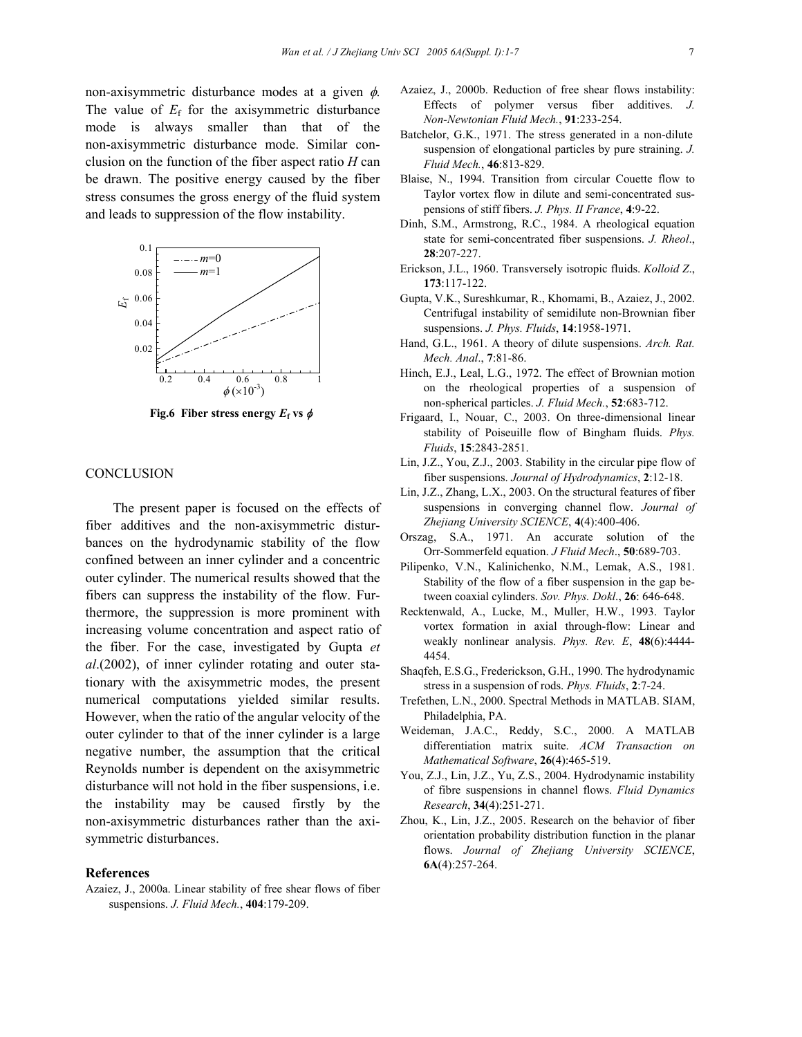non-axisymmetric disturbance modes at a given $\phi$. The value of $E_f$ for the axisymmetric disturbance mode is always smaller than that of the non-axisymmetric disturbance mode. Similar conclusion on the function of the fiber aspect ratio $H$ can be drawn. The positive energy caused by the fiber stress consumes the gross energy of the fluid system and leads to suppression of the flow instability.

0.1
0.08
0.06
0.04
0.02
$E_f$
$m$=0
$m$=1
0.2 0.4 0.6 0.8 1
$\phi$ ($\times10^{-3}$)

**Fig.6 Fiber stress energy $E_f$ vs $\phi$**

## CONCLUSION

The present paper is focused on the effects of fiber additives and the non-axisymmetric disturbances on the hydrodynamic stability of the flow confined between an inner cylinder and a concentric outer cylinder. The numerical results showed that the fibers can suppress the instability of the flow. Furthermore, the suppression is more prominent with increasing volume concentration and aspect ratio of the fiber. For the case, investigated by Gupta *et al*.(2002), of inner cylinder rotating and outer stationary with the axisymmetric modes, the present numerical computations yielded similar results. However, when the ratio of the angular velocity of the outer cylinder to that of the inner cylinder is a large negative number, the assumption that the critical Reynolds number is dependent on the axisymmetric disturbance will not hold in the fiber suspensions, i.e. the instability may be caused firstly by the non-axisymmetric disturbances rather than the axisymmetric disturbances.

### References

Azaiez, J., 2000a. Linear stability of free shear flows of fiber suspensions. *J. Fluid Mech.*, **404**:179-209.

Azaiez, J., 2000b. Reduction of free shear flows instability: Effects of polymer versus fiber additives. *J. Non-Newtonian Fluid Mech.*, **91**:233-254.

Batchelor, G.K., 1971. The stress generated in a non-dilute suspension of elongational particles by pure straining. *J. Fluid Mech.*, **46**:813-829.

Blaise, N., 1994. Transition from circular Couette flow to Taylor vortex flow in dilute and semi-concentrated suspensions of stiff fibers. *J. Phys. II France*, **4**:9-22.

Dinh, S.M., Armstrong, R.C., 1984. A rheological equation state for semi-concentrated fiber suspensions. *J. Rheol*., **28**:207-227.

Erickson, J.L., 1960. Transversely isotropic fluids. *Kolloid Z*., **173**:117-122.

Gupta, V.K., Sureshkumar, R., Khomami, B., Azaiez, J., 2002. Centrifugal instability of semidilute non-Brownian fiber suspensions. *J. Phys. Fluids*, **14**:1958-1971.

Hand, G.L., 1961. A theory of dilute suspensions. *Arch. Rat. Mech. Anal*., **7**:81-86.

Hinch, E.J., Leal, L.G., 1972. The effect of Brownian motion on the rheological properties of a suspension of non-spherical particles. *J. Fluid Mech.*, **52**:683-712.

Frigaard, I., Nouar, C., 2003. On three-dimensional linear stability of Poiseuille flow of Bingham fluids. *Phys. Fluids*, **15**:2843-2851.

Lin, J.Z., You, Z.J., 2003. Stability in the circular pipe flow of fiber suspensions. *Journal of Hydrodynamics*, **2**:12-18.

Lin, J.Z., Zhang, L.X., 2003. On the structural features of fiber suspensions in converging channel flow. *Journal of Zhejiang University SCIENCE*, **4**(4):400-406.

Orszag, S.A., 1971. An accurate solution of the Orr-Sommerfeld equation. *J Fluid Mech*., **50**:689-703.

Pilipenko, V.N., Kalinichenko, N.M., Lemak, A.S., 1981. Stability of the flow of a fiber suspension in the gap between coaxial cylinders. *Sov. Phys. Dokl*., **26**: 646-648.

Recktenwald, A., Lucke, M., Muller, H.W., 1993. Taylor vortex formation in axial through-flow: Linear and weakly nonlinear analysis. *Phys. Rev. E*, **48**(6):4444-4454.

Shaqfeh, E.S.G., Frederickson, G.H., 1990. The hydrodynamic stress in a suspension of rods. *Phys. Fluids*, **2**:7-24.

Trefethen, L.N., 2000. Spectral Methods in MATLAB. SIAM, Philadelphia, PA.

Weideman, J.A.C., Reddy, S.C., 2000. A MATLAB differentiation matrix suite. *ACM Transaction on Mathematical Software*, **26**(4):465-519.

You, Z.J., Lin, J.Z., Yu, Z.S., 2004. Hydrodynamic instability of fibre suspensions in channel flows. *Fluid Dynamics Research*, **34**(4):251-271.

Zhou, K., Lin, J.Z., 2005. Research on the behavior of fiber orientation probability distribution function in the planar flows. *Journal of Zhejiang University SCIENCE*, **6A**(4):257-264.